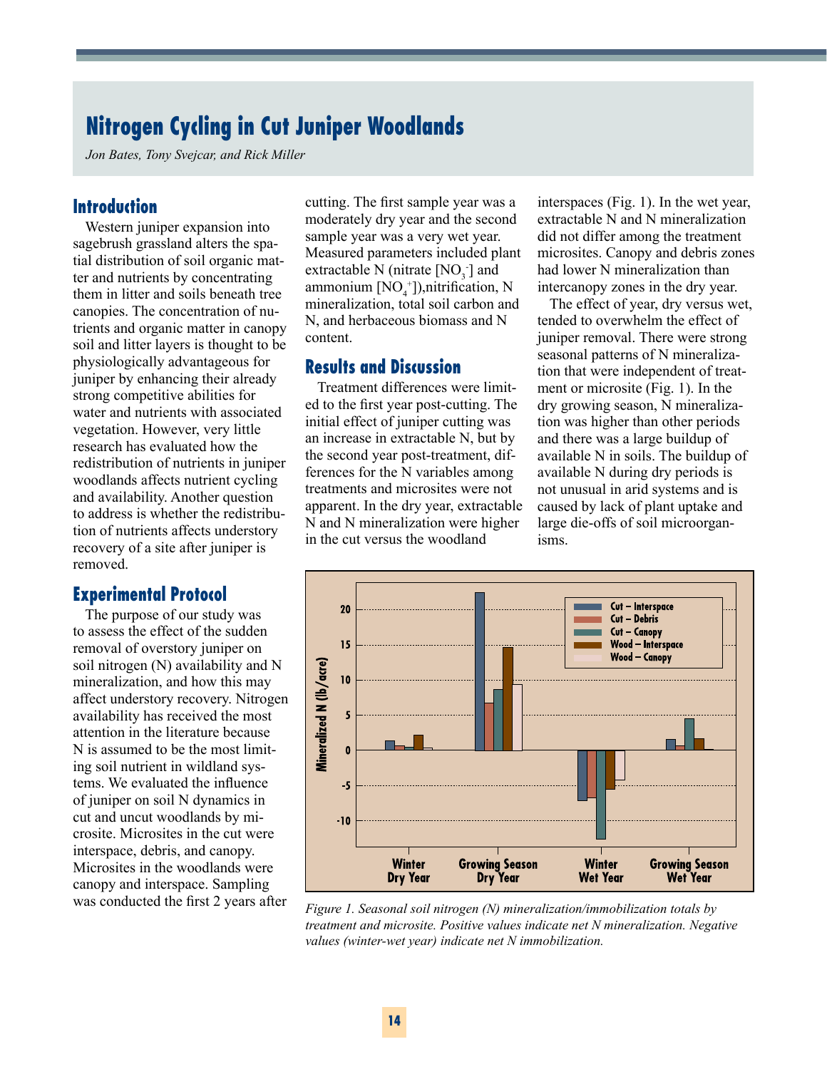# Nitrogen Cycling in Cut Juniper Woodlands

*Jon Bates, Tony Svejcar, and Rick Miller*

## Introduction

Western juniper expansion into sagebrush grassland alters the spatial distribution of soil organic matter and nutrients by concentrating them in litter and soils beneath tree canopies. The concentration of nutrients and organic matter in canopy soil and litter layers is thought to be physiologically advantageous for juniper by enhancing their already strong competitive abilities for water and nutrients with associated vegetation. However, very little research has evaluated how the redistribution of nutrients in juniper woodlands affects nutrient cycling and availability. Another question to address is whether the redistribution of nutrients affects understory recovery of a site after juniper is removed.

## Experimental Protocol

The purpose of our study was to assess the effect of the sudden removal of overstory juniper on soil nitrogen (N) availability and N mineralization, and how this may affect understory recovery. Nitrogen availability has received the most attention in the literature because N is assumed to be the most limiting soil nutrient in wildland systems. We evaluated the influence of juniper on soil N dynamics in cut and uncut woodlands by microsite. Microsites in the cut were interspace, debris, and canopy. Microsites in the woodlands were canopy and interspace. Sampling was conducted the first 2 years after cutting. The first sample year was a moderately dry year and the second sample year was a very wet year. Measured parameters included plant extractable N (nitrate [$NO_3^-$] and ammonium [$NO_4^+$]),nitrification, N mineralization, total soil carbon and N, and herbaceous biomass and N content.

## Results and Discussion

Treatment differences were limited to the first year post-cutting. The initial effect of juniper cutting was an increase in extractable N, but by the second year post-treatment, differences for the N variables among treatments and microsites were not apparent. In the dry year, extractable N and N mineralization were higher in the cut versus the woodland interspaces (Fig. 1). In the wet year, extractable N and N mineralization did not differ among the treatment microsites. Canopy and debris zones had lower N mineralization than intercanopy zones in the dry year.

The effect of year, dry versus wet, tended to overwhelm the effect of juniper removal. There were strong seasonal patterns of N mineralization that were independent of treatment or microsite (Fig. 1). In the dry growing season, N mineralization was higher than other periods and there was a large buildup of available N in soils. The buildup of available N during dry periods is not unusual in arid systems and is caused by lack of plant uptake and large die-offs of soil microorganisms.

*Figure 1. Seasonal soil nitrogen (N) mineralization/immobilization totals by treatment and microsite. Positive values indicate net N mineralization. Negative values (winter-wet year) indicate net N immobilization.*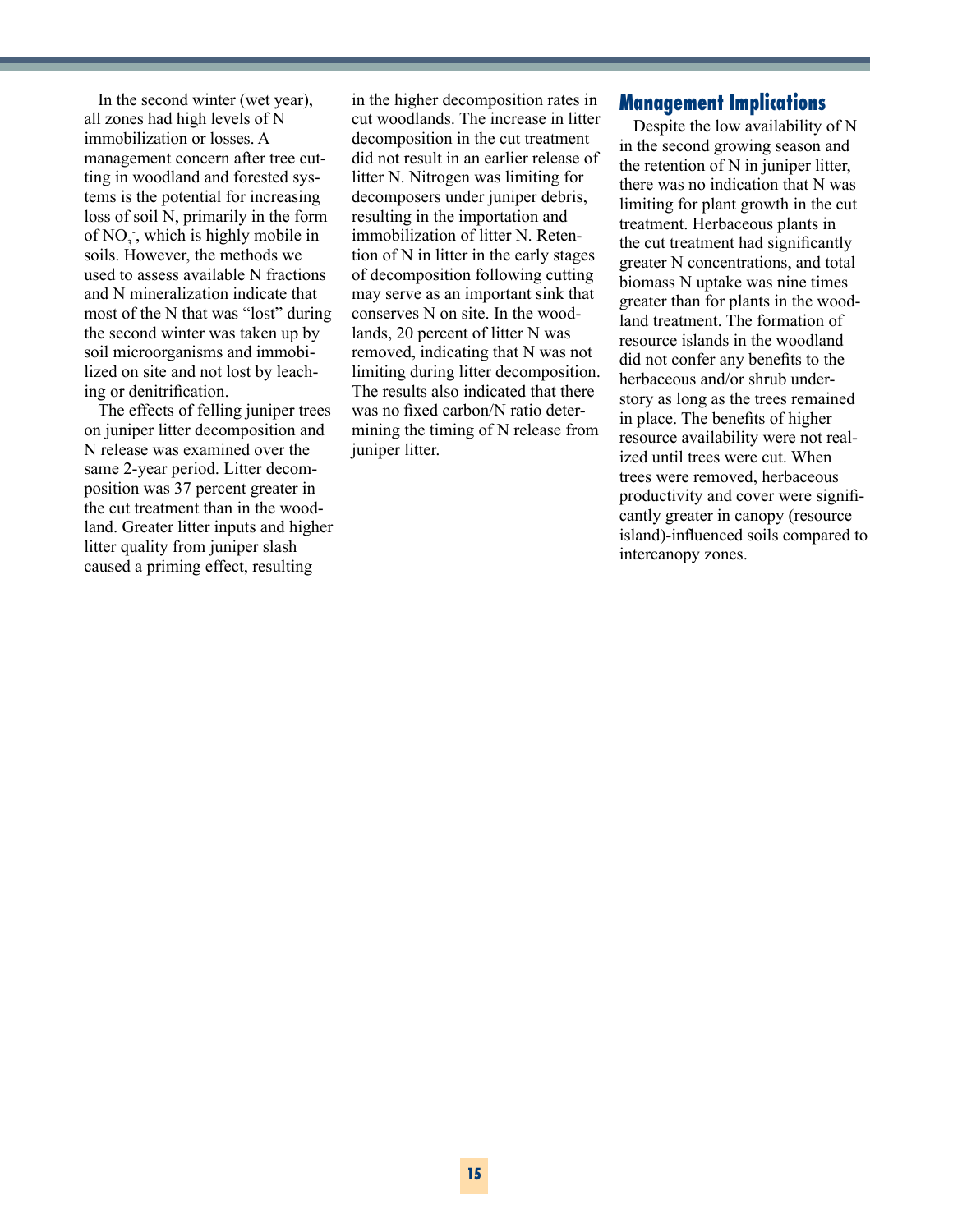In the second winter (wet year), all zones had high levels of N immobilization or losses. A management concern after tree cutting in woodland and forested systems is the potential for increasing loss of soil N, primarily in the form of $NO_3^-$, which is highly mobile in soils. However, the methods we used to assess available N fractions and N mineralization indicate that most of the N that was "lost" during the second winter was taken up by soil microorganisms and immobilized on site and not lost by leaching or denitrification.

The effects of felling juniper trees on juniper litter decomposition and N release was examined over the same 2-year period. Litter decomposition was 37 percent greater in the cut treatment than in the woodland. Greater litter inputs and higher litter quality from juniper slash caused a priming effect, resulting in the higher decomposition rates in cut woodlands. The increase in litter decomposition in the cut treatment did not result in an earlier release of litter N. Nitrogen was limiting for decomposers under juniper debris, resulting in the importation and immobilization of litter N. Retention of N in litter in the early stages of decomposition following cutting may serve as an important sink that conserves N on site. In the woodlands, 20 percent of litter N was removed, indicating that N was not limiting during litter decomposition. The results also indicated that there was no fixed carbon/N ratio determining the timing of N release from juniper litter.

## Management Implications

Despite the low availability of N in the second growing season and the retention of N in juniper litter, there was no indication that N was limiting for plant growth in the cut treatment. Herbaceous plants in the cut treatment had significantly greater N concentrations, and total biomass N uptake was nine times greater than for plants in the woodland treatment. The formation of resource islands in the woodland did not confer any benefits to the herbaceous and/or shrub understory as long as the trees remained in place. The benefits of higher resource availability were not realized until trees were cut. When trees were removed, herbaceous productivity and cover were significantly greater in canopy (resource island)-influenced soils compared to intercanopy zones.